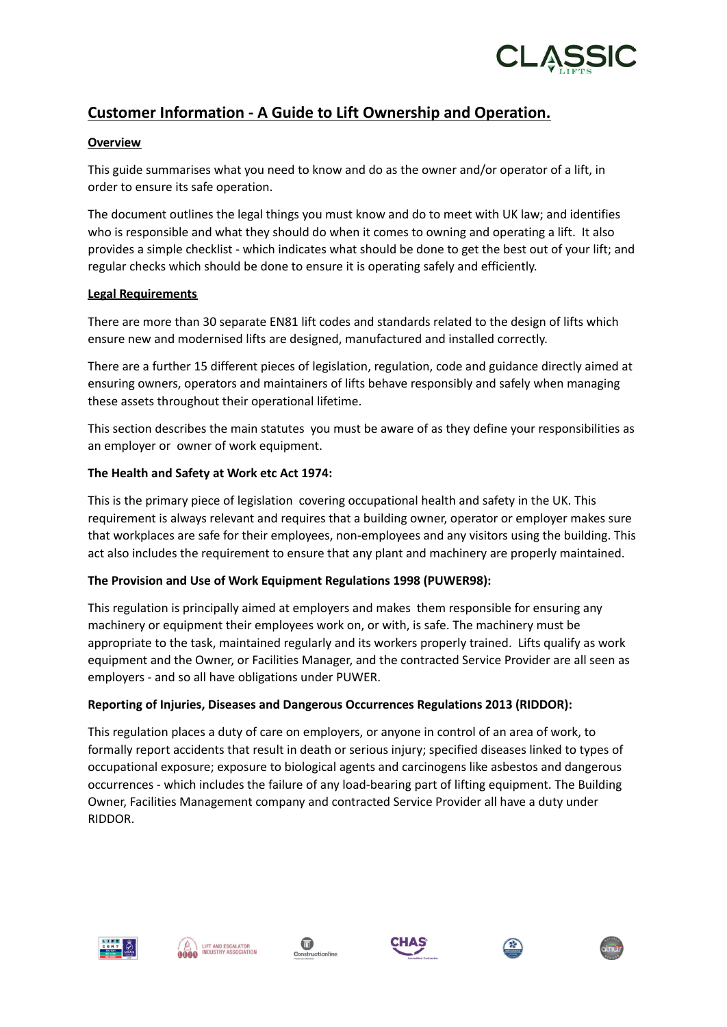## Customer Information - A Guide to Lift Ownership and Operation.

**Overview**

This guide summarises what you need to know and do as the owner and/or operator of a lift, in order to ensure its safe operation.

The document outlines the legal things you must know and do to meet with UK law; and identifies who is responsible and what they should do when it comes to owning and operating a lift. It also provides a simple checklist - which indicates what should be done to get the best out of your lift; and regular checks which should be done to ensure it is operating safely and efficiently.

**Legal Requirements**

There are more than 30 separate EN81 lift codes and standards related to the design of lifts which ensure new and modernised lifts are designed, manufactured and installed correctly.

There are a further 15 different pieces of legislation, regulation, code and guidance directly aimed at ensuring owners, operators and maintainers of lifts behave responsibly and safely when managing these assets throughout their operational lifetime.

This section describes the main statutes you must be aware of as they define your responsibilities as an employer or owner of work equipment.

**The Health and Safety at Work etc Act 1974:**

This is the primary piece of legislation covering occupational health and safety in the UK. This requirement is always relevant and requires that a building owner, operator or employer makes sure that workplaces are safe for their employees, non-employees and any visitors using the building. This act also includes the requirement to ensure that any plant and machinery are properly maintained.

**The Provision and Use of Work Equipment Regulations 1998 (PUWER98):**

This regulation is principally aimed at employers and makes them responsible for ensuring any machinery or equipment their employees work on, or with, is safe. The machinery must be appropriate to the task, maintained regularly and its workers properly trained. Lifts qualify as work equipment and the Owner, or Facilities Manager, and the contracted Service Provider are all seen as employers - and so all have obligations under PUWER.

**Reporting of Injuries, Diseases and Dangerous Occurrences Regulations 2013 (RIDDOR):**

This regulation places a duty of care on employers, or anyone in control of an area of work, to formally report accidents that result in death or serious injury; specified diseases linked to types of occupational exposure; exposure to biological agents and carcinogens like asbestos and dangerous occurrences - which includes the failure of any load-bearing part of lifting equipment. The Building Owner, Facilities Management company and contracted Service Provider all have a duty under RIDDOR.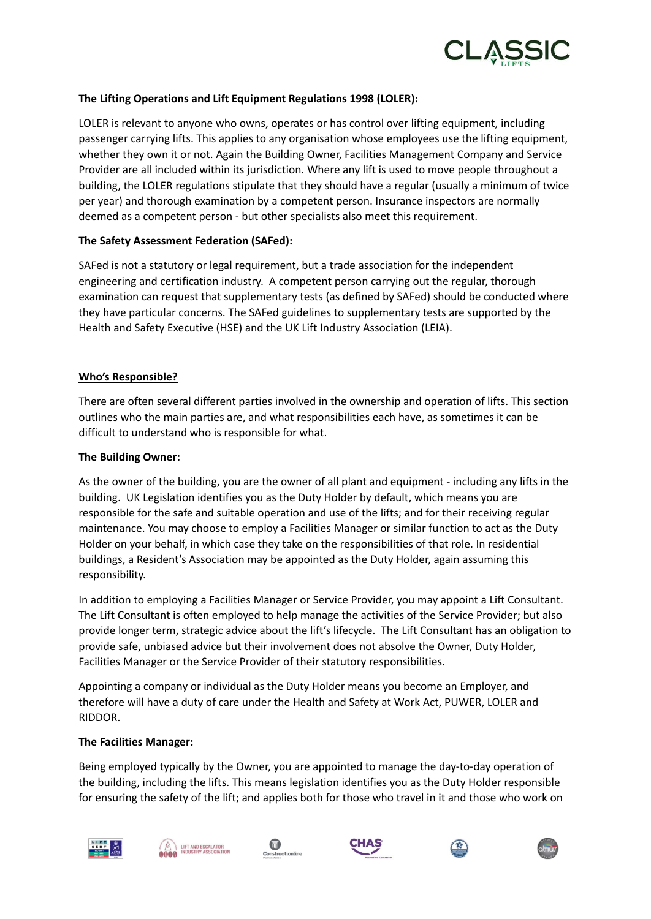**The Lifting Operations and Lift Equipment Regulations 1998 (LOLER):**

LOLER is relevant to anyone who owns, operates or has control over lifting equipment, including passenger carrying lifts. This applies to any organisation whose employees use the lifting equipment, whether they own it or not. Again the Building Owner, Facilities Management Company and Service Provider are all included within its jurisdiction. Where any lift is used to move people throughout a building, the LOLER regulations stipulate that they should have a regular (usually a minimum of twice per year) and thorough examination by a competent person. Insurance inspectors are normally deemed as a competent person - but other specialists also meet this requirement.

**The Safety Assessment Federation (SAFed):**

SAFed is not a statutory or legal requirement, but a trade association for the independent engineering and certification industry. A competent person carrying out the regular, thorough examination can request that supplementary tests (as defined by SAFed) should be conducted where they have particular concerns. The SAFed guidelines to supplementary tests are supported by the Health and Safety Executive (HSE) and the UK Lift Industry Association (LEIA).

## Who's Responsible?

There are often several different parties involved in the ownership and operation of lifts. This section outlines who the main parties are, and what responsibilities each have, as sometimes it can be difficult to understand who is responsible for what.

**The Building Owner:**

As the owner of the building, you are the owner of all plant and equipment - including any lifts in the building. UK Legislation identifies you as the Duty Holder by default, which means you are responsible for the safe and suitable operation and use of the lifts; and for their receiving regular maintenance. You may choose to employ a Facilities Manager or similar function to act as the Duty Holder on your behalf, in which case they take on the responsibilities of that role. In residential buildings, a Resident's Association may be appointed as the Duty Holder, again assuming this responsibility.

In addition to employing a Facilities Manager or Service Provider, you may appoint a Lift Consultant. The Lift Consultant is often employed to help manage the activities of the Service Provider; but also provide longer term, strategic advice about the lift's lifecycle. The Lift Consultant has an obligation to provide safe, unbiased advice but their involvement does not absolve the Owner, Duty Holder, Facilities Manager or the Service Provider of their statutory responsibilities.

Appointing a company or individual as the Duty Holder means you become an Employer, and therefore will have a duty of care under the Health and Safety at Work Act, PUWER, LOLER and RIDDOR.

**The Facilities Manager:**

Being employed typically by the Owner, you are appointed to manage the day-to-day operation of the building, including the lifts. This means legislation identifies you as the Duty Holder responsible for ensuring the safety of the lift; and applies both for those who travel in it and those who work on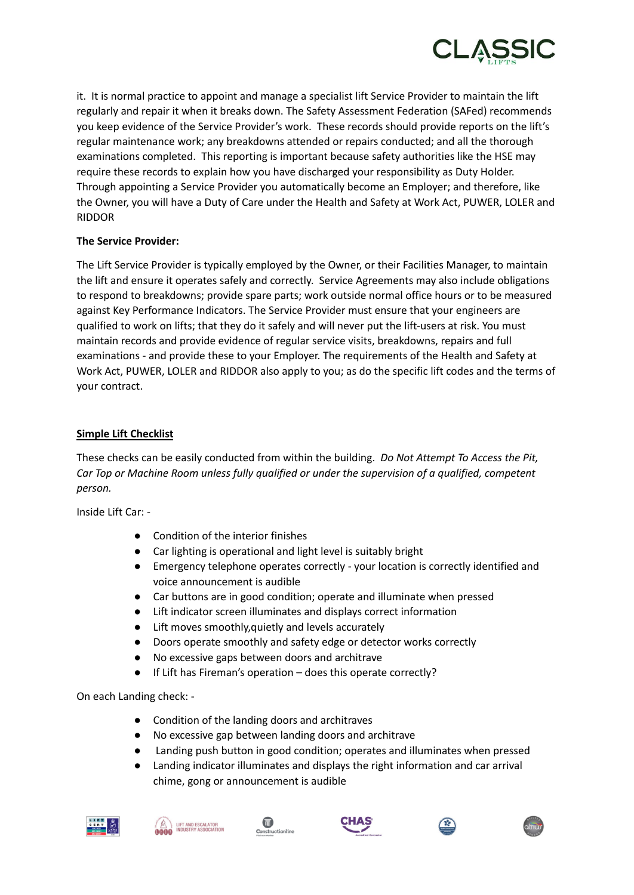it. It is normal practice to appoint and manage a specialist lift Service Provider to maintain the lift regularly and repair it when it breaks down. The Safety Assessment Federation (SAFed) recommends you keep evidence of the Service Provider's work. These records should provide reports on the lift's regular maintenance work; any breakdowns attended or repairs conducted; and all the thorough examinations completed. This reporting is important because safety authorities like the HSE may require these records to explain how you have discharged your responsibility as Duty Holder. Through appointing a Service Provider you automatically become an Employer; and therefore, like the Owner, you will have a Duty of Care under the Health and Safety at Work Act, PUWER, LOLER and RIDDOR

**The Service Provider:**

The Lift Service Provider is typically employed by the Owner, or their Facilities Manager, to maintain the lift and ensure it operates safely and correctly. Service Agreements may also include obligations to respond to breakdowns; provide spare parts; work outside normal office hours or to be measured against Key Performance Indicators. The Service Provider must ensure that your engineers are qualified to work on lifts; that they do it safely and will never put the lift-users at risk. You must maintain records and provide evidence of regular service visits, breakdowns, repairs and full examinations - and provide these to your Employer. The requirements of the Health and Safety at Work Act, PUWER, LOLER and RIDDOR also apply to you; as do the specific lift codes and the terms of your contract.

**Simple Lift Checklist**

These checks can be easily conducted from within the building. *Do Not Attempt To Access the Pit, Car Top or Machine Room unless fully qualified or under the supervision of a qualified, competent person.*

Inside Lift Car: -

- Condition of the interior finishes
- Car lighting is operational and light level is suitably bright
- Emergency telephone operates correctly - your location is correctly identified and voice announcement is audible
- Car buttons are in good condition; operate and illuminate when pressed
- Lift indicator screen illuminates and displays correct information
- Lift moves smoothly,quietly and levels accurately
- Doors operate smoothly and safety edge or detector works correctly
- No excessive gaps between doors and architrave
- If Lift has Fireman's operation – does this operate correctly?

On each Landing check: -

- Condition of the landing doors and architraves
- No excessive gap between landing doors and architrave
- Landing push button in good condition; operates and illuminates when pressed
- Landing indicator illuminates and displays the right information and car arrival chime, gong or announcement is audible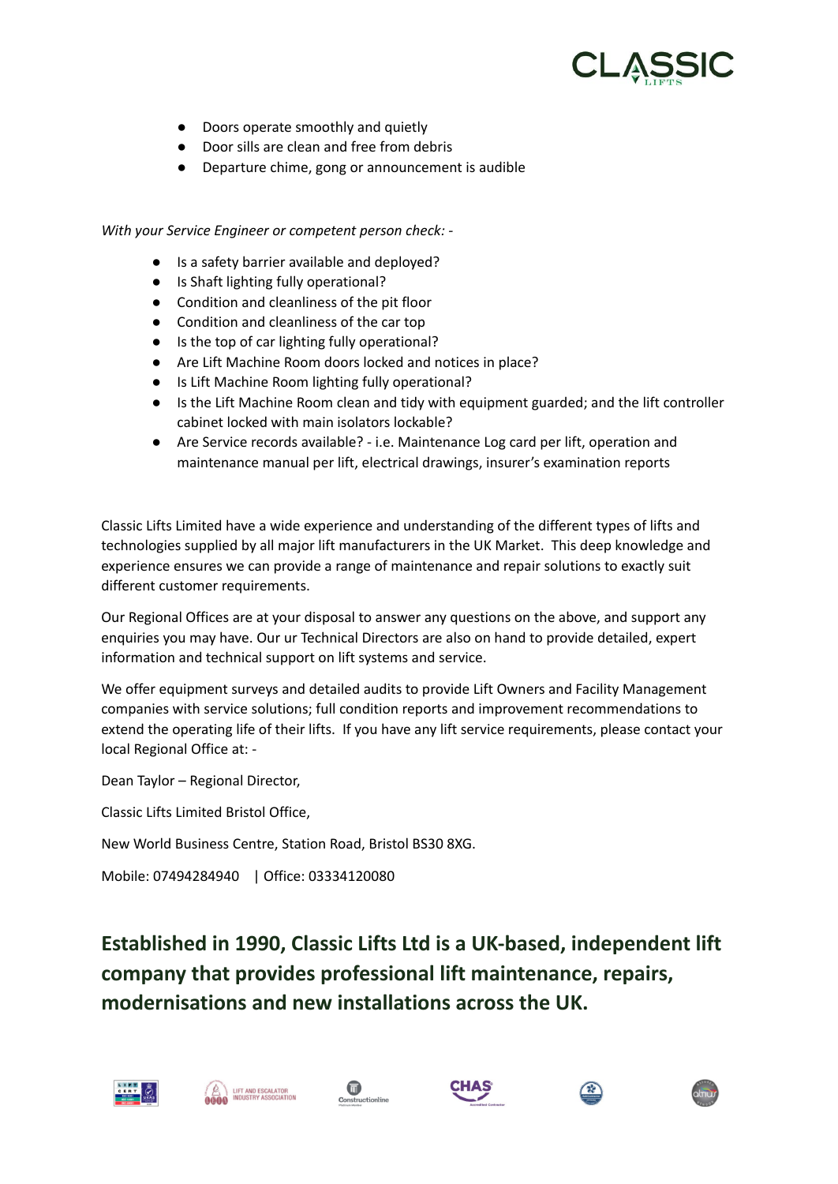- Doors operate smoothly and quietly
- Door sills are clean and free from debris
- Departure chime, gong or announcement is audible

*With your Service Engineer or competent person check: -*

- Is a safety barrier available and deployed?
- Is Shaft lighting fully operational?
- Condition and cleanliness of the pit floor
- Condition and cleanliness of the car top
- Is the top of car lighting fully operational?
- Are Lift Machine Room doors locked and notices in place?
- Is Lift Machine Room lighting fully operational?
- Is the Lift Machine Room clean and tidy with equipment guarded; and the lift controller cabinet locked with main isolators lockable?
- Are Service records available? - i.e. Maintenance Log card per lift, operation and maintenance manual per lift, electrical drawings, insurer's examination reports

Classic Lifts Limited have a wide experience and understanding of the different types of lifts and technologies supplied by all major lift manufacturers in the UK Market. This deep knowledge and experience ensures we can provide a range of maintenance and repair solutions to exactly suit different customer requirements.

Our Regional Offices are at your disposal to answer any questions on the above, and support any enquiries you may have. Our ur Technical Directors are also on hand to provide detailed, expert information and technical support on lift systems and service.

We offer equipment surveys and detailed audits to provide Lift Owners and Facility Management companies with service solutions; full condition reports and improvement recommendations to extend the operating life of their lifts. If you have any lift service requirements, please contact your local Regional Office at: -

Dean Taylor – Regional Director,

Classic Lifts Limited Bristol Office,

New World Business Centre, Station Road, Bristol BS30 8XG.

Mobile: 07494284940 | Office: 03334120080

## Established in 1990, Classic Lifts Ltd is a UK-based, independent lift company that provides professional lift maintenance, repairs, modernisations and new installations across the UK.